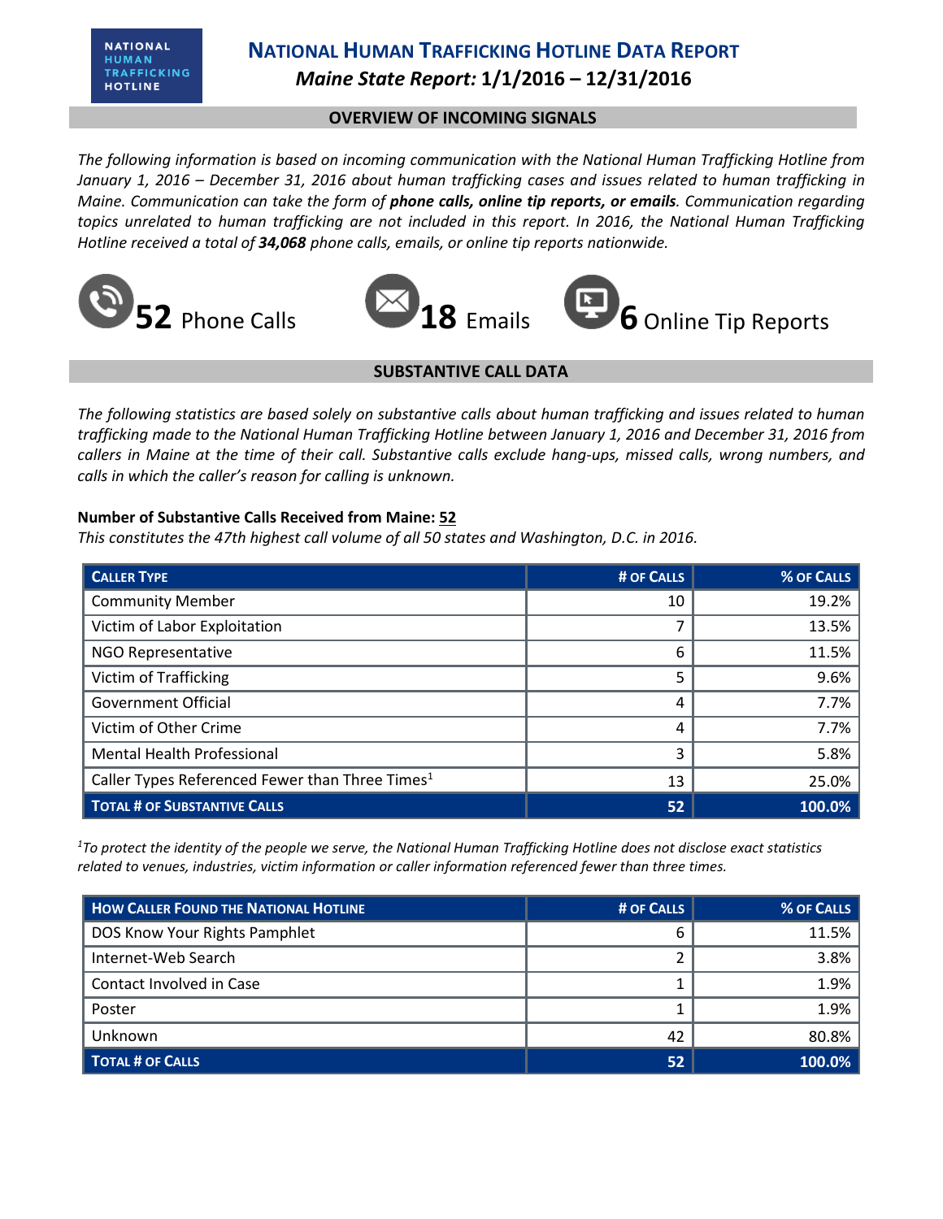# National Human Trafficking Hotline Data Report

## *Maine State Report:* 1/1/2016 – 12/31/2016

### OVERVIEW OF INCOMING SIGNALS

*The following information is based on incoming communication with the National Human Trafficking Hotline from January 1, 2016 – December 31, 2016 about human trafficking cases and issues related to human trafficking in Maine. Communication can take the form of **phone calls, online tip reports, or emails**. Communication regarding topics unrelated to human trafficking are not included in this report. In 2016, the National Human Trafficking Hotline received a total of **34,068** phone calls, emails, or online tip reports nationwide.*

**52** Phone Calls

**18** Emails

**6** Online Tip Reports

### SUBSTANTIVE CALL DATA

*The following statistics are based solely on substantive calls about human trafficking and issues related to human trafficking made to the National Human Trafficking Hotline between January 1, 2016 and December 31, 2016 from callers in Maine at the time of their call. Substantive calls exclude hang-ups, missed calls, wrong numbers, and calls in which the caller's reason for calling is unknown.*

**Number of Substantive Calls Received from Maine: 52**

*This constitutes the 47th highest call volume of all 50 states and Washington, D.C. in 2016.*

| Caller Type | # of Calls | % of Calls |
|---|---|---|
| Community Member | 10 | 19.2% |
| Victim of Labor Exploitation | 7 | 13.5% |
| NGO Representative | 6 | 11.5% |
| Victim of Trafficking | 5 | 9.6% |
| Government Official | 4 | 7.7% |
| Victim of Other Crime | 4 | 7.7% |
| Mental Health Professional | 3 | 5.8% |
| Caller Types Referenced Fewer than Three Times[1] | 13 | 25.0% |
| **Total # of Substantive Calls** | **52** | **100.0%** |

*[1]To protect the identity of the people we serve, the National Human Trafficking Hotline does not disclose exact statistics related to venues, industries, victim information or caller information referenced fewer than three times.*

| How Caller Found the National Hotline | # of Calls | % of Calls |
|---|---|---|
| DOS Know Your Rights Pamphlet | 6 | 11.5% |
| Internet-Web Search | 2 | 3.8% |
| Contact Involved in Case | 1 | 1.9% |
| Poster | 1 | 1.9% |
| Unknown | 42 | 80.8% |
| **Total # of Calls** | **52** | **100.0%** |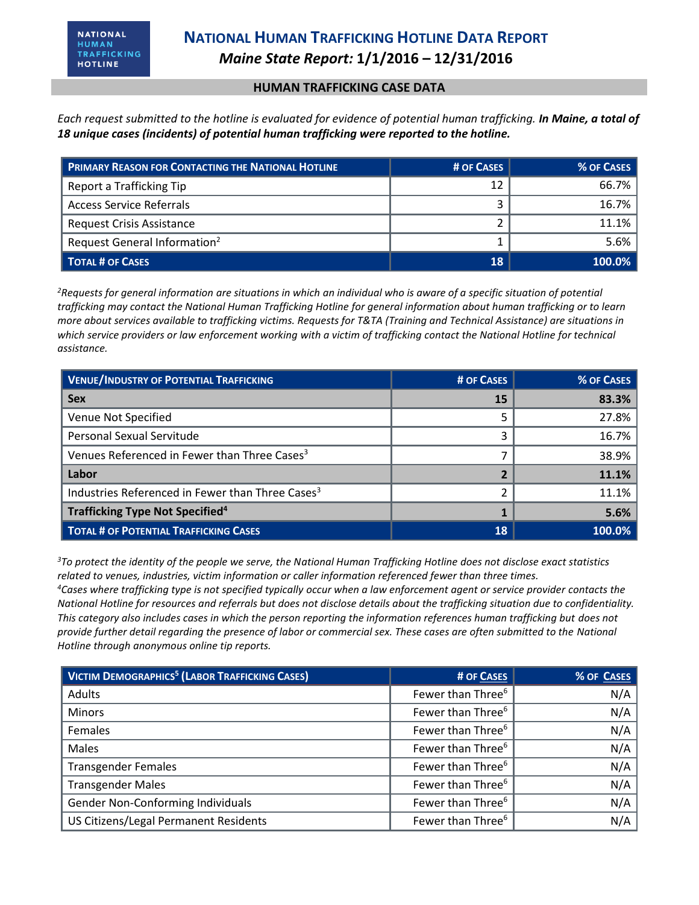# National Human Trafficking Hotline Data Report

## *Maine State Report:* 1/1/2016 – 12/31/2016

### HUMAN TRAFFICKING CASE DATA

*Each request submitted to the hotline is evaluated for evidence of potential human trafficking.* ***In Maine, a total of 18 unique cases (incidents) of potential human trafficking were reported to the hotline.***

| Primary Reason for Contacting the National Hotline | # of Cases | % of Cases |
|---|---|---|
| Report a Trafficking Tip | 12 | 66.7% |
| Access Service Referrals | 3 | 16.7% |
| Request Crisis Assistance | 2 | 11.1% |
| Request General Information[2] | 1 | 5.6% |
| **Total # of Cases** | **18** | **100.0%** |

*[2]Requests for general information are situations in which an individual who is aware of a specific situation of potential trafficking may contact the National Human Trafficking Hotline for general information about human trafficking or to learn more about services available to trafficking victims. Requests for T&TA (Training and Technical Assistance) are situations in which service providers or law enforcement working with a victim of trafficking contact the National Hotline for technical assistance.*

| Venue/Industry of Potential Trafficking | # of Cases | % of Cases |
|---|---|---|
| **Sex** | **15** | **83.3%** |
| Venue Not Specified | 5 | 27.8% |
| Personal Sexual Servitude | 3 | 16.7% |
| Venues Referenced in Fewer than Three Cases[3] | 7 | 38.9% |
| **Labor** | **2** | **11.1%** |
| Industries Referenced in Fewer than Three Cases[3] | 2 | 11.1% |
| **Trafficking Type Not Specified[4]** | **1** | **5.6%** |
| **Total # of Potential Trafficking Cases** | **18** | **100.0%** |

*[3]To protect the identity of the people we serve, the National Human Trafficking Hotline does not disclose exact statistics related to venues, industries, victim information or caller information referenced fewer than three times.*
*[4]Cases where trafficking type is not specified typically occur when a law enforcement agent or service provider contacts the National Hotline for resources and referrals but does not disclose details about the trafficking situation due to confidentiality. This category also includes cases in which the person reporting the information references human trafficking but does not provide further detail regarding the presence of labor or commercial sex. These cases are often submitted to the National Hotline through anonymous online tip reports.*

| Victim Demographics[5] (Labor Trafficking Cases) | # of Cases | % of Cases |
|---|---|---|
| Adults | Fewer than Three[6] | N/A |
| Minors | Fewer than Three[6] | N/A |
| Females | Fewer than Three[6] | N/A |
| Males | Fewer than Three[6] | N/A |
| Transgender Females | Fewer than Three[6] | N/A |
| Transgender Males | Fewer than Three[6] | N/A |
| Gender Non-Conforming Individuals | Fewer than Three[6] | N/A |
| US Citizens/Legal Permanent Residents | Fewer than Three[6] | N/A |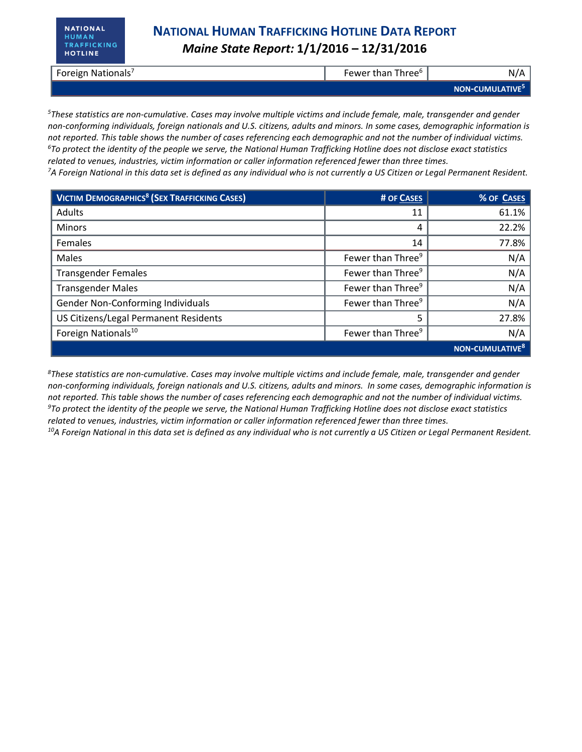| Foreign Nationals[7] | Fewer than Three[6] | N/A |
|---|---|---|
| | | NON-CUMULATIVE[5] |

*[5]These statistics are non-cumulative. Cases may involve multiple victims and include female, male, transgender and gender non-conforming individuals, foreign nationals and U.S. citizens, adults and minors. In some cases, demographic information is not reported. This table shows the number of cases referencing each demographic and not the number of individual victims.*
*[6]To protect the identity of the people we serve, the National Human Trafficking Hotline does not disclose exact statistics related to venues, industries, victim information or caller information referenced fewer than three times.*
*[7]A Foreign National in this data set is defined as any individual who is not currently a US Citizen or Legal Permanent Resident.*

| VICTIM DEMOGRAPHICS[8] (SEX TRAFFICKING CASES) | # OF CASES | % OF CASES |
|---|---|---|
| Adults | 11 | 61.1% |
| Minors | 4 | 22.2% |
| Females | 14 | 77.8% |
| Males | Fewer than Three[9] | N/A |
| Transgender Females | Fewer than Three[9] | N/A |
| Transgender Males | Fewer than Three[9] | N/A |
| Gender Non-Conforming Individuals | Fewer than Three[9] | N/A |
| US Citizens/Legal Permanent Residents | 5 | 27.8% |
| Foreign Nationals[10] | Fewer than Three[9] | N/A |
| | | NON-CUMULATIVE[8] |

*[8]These statistics are non-cumulative. Cases may involve multiple victims and include female, male, transgender and gender non-conforming individuals, foreign nationals and U.S. citizens, adults and minors. In some cases, demographic information is not reported. This table shows the number of cases referencing each demographic and not the number of individual victims.*
*[9]To protect the identity of the people we serve, the National Human Trafficking Hotline does not disclose exact statistics related to venues, industries, victim information or caller information referenced fewer than three times.*
*[10]A Foreign National in this data set is defined as any individual who is not currently a US Citizen or Legal Permanent Resident.*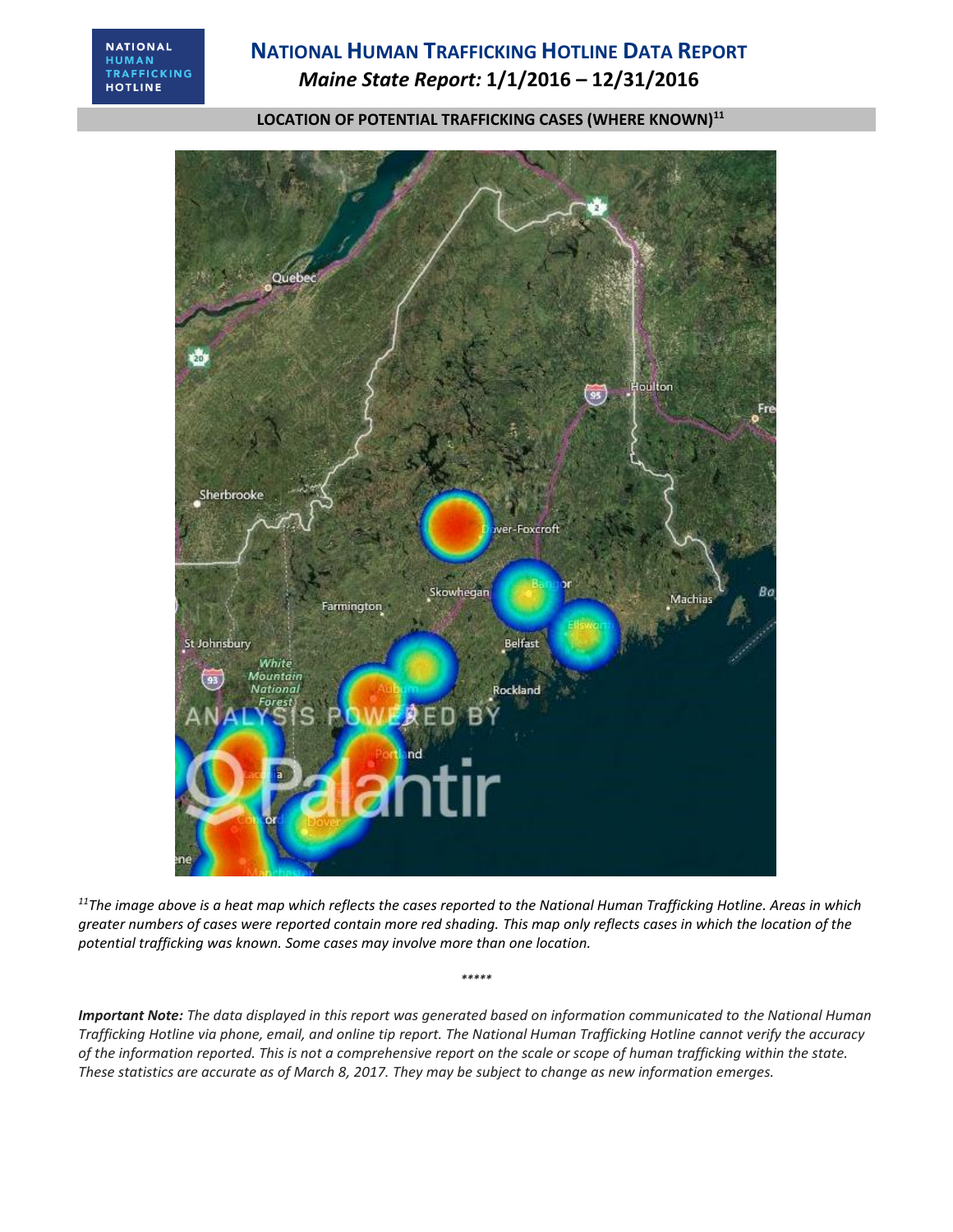# NATIONAL HUMAN TRAFFICKING HOTLINE DATA REPORT

## *Maine State Report:* 1/1/2016 – 12/31/2016

### LOCATION OF POTENTIAL TRAFFICKING CASES (WHERE KNOWN)[11]

Quebec
Sherbrooke
Houlton
Fre
Dover-Foxcroft
Skowhegan
Bangor
Farmington
Machias
Ba
Ellsworth
Belfast
St Johnsbury
White Mountain National Forest
Auburn
Rockland
ANALYSIS POWERED BY
Portland
Palantir
Laconia
Concord
Dover
Manchester
ene
20
2
95
93

*[11]The image above is a heat map which reflects the cases reported to the National Human Trafficking Hotline. Areas in which greater numbers of cases were reported contain more red shading. This map only reflects cases in which the location of the potential trafficking was known. Some cases may involve more than one location.*

*****

***Important Note:*** *The data displayed in this report was generated based on information communicated to the National Human Trafficking Hotline via phone, email, and online tip report. The National Human Trafficking Hotline cannot verify the accuracy of the information reported. This is not a comprehensive report on the scale or scope of human trafficking within the state. These statistics are accurate as of March 8, 2017. They may be subject to change as new information emerges.*